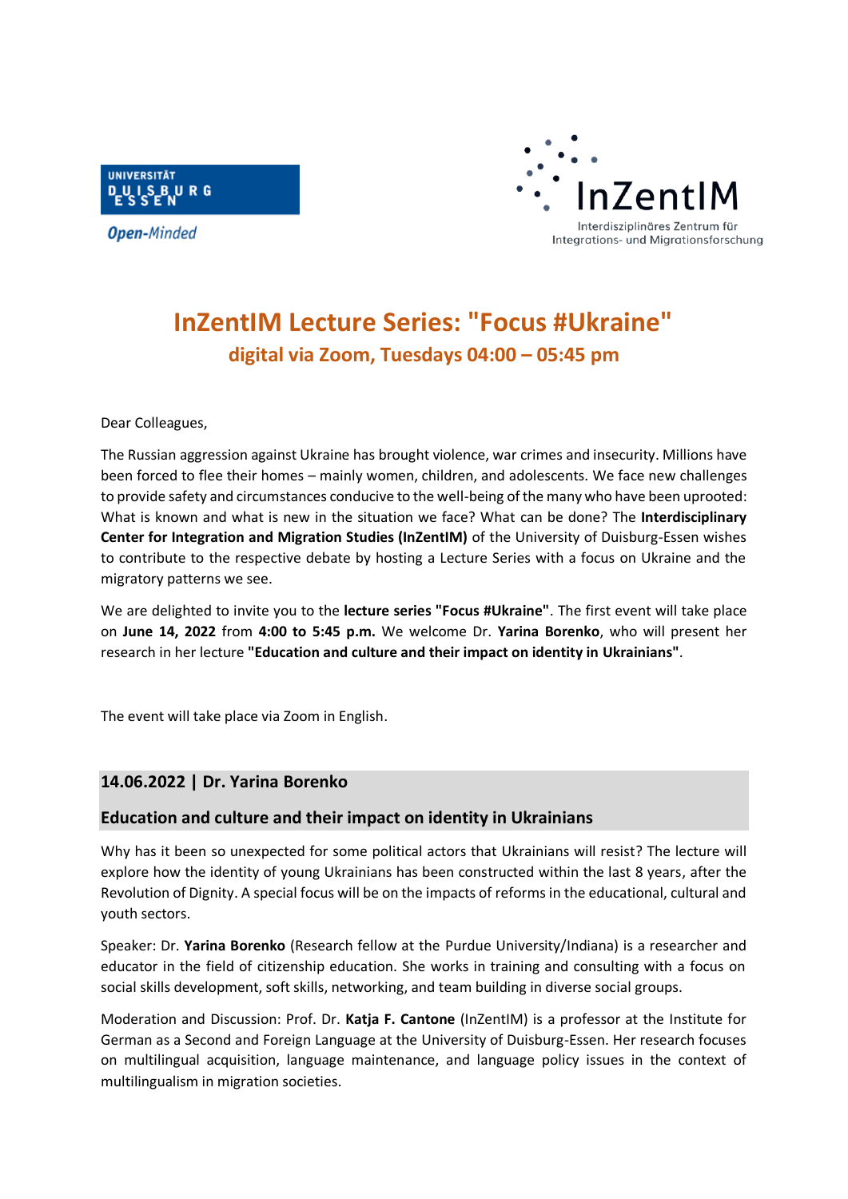UNIVERSITÄT DUISBURG ESSEN

*Open-Minded*

InZentIM

Interdisziplinäres Zentrum für Integrations- und Migrationsforschung

# InZentIM Lecture Series: "Focus #Ukraine"

## digital via Zoom, Tuesdays 04:00 – 05:45 pm

Dear Colleagues,

The Russian aggression against Ukraine has brought violence, war crimes and insecurity. Millions have been forced to flee their homes – mainly women, children, and adolescents. We face new challenges to provide safety and circumstances conducive to the well-being of the many who have been uprooted: What is known and what is new in the situation we face? What can be done? The **Interdisciplinary Center for Integration and Migration Studies (InZentIM)** of the University of Duisburg-Essen wishes to contribute to the respective debate by hosting a Lecture Series with a focus on Ukraine and the migratory patterns we see.

We are delighted to invite you to the **lecture series "Focus #Ukraine"**. The first event will take place on **June 14, 2022** from **4:00 to 5:45 p.m.** We welcome Dr. **Yarina Borenko**, who will present her research in her lecture **"Education and culture and their impact on identity in Ukrainians"**.

The event will take place via Zoom in English.

### 14.06.2022 | Dr. Yarina Borenko

### Education and culture and their impact on identity in Ukrainians

Why has it been so unexpected for some political actors that Ukrainians will resist? The lecture will explore how the identity of young Ukrainians has been constructed within the last 8 years, after the Revolution of Dignity. A special focus will be on the impacts of reforms in the educational, cultural and youth sectors.

Speaker: Dr. **Yarina Borenko** (Research fellow at the Purdue University/Indiana) is a researcher and educator in the field of citizenship education. She works in training and consulting with a focus on social skills development, soft skills, networking, and team building in diverse social groups.

Moderation and Discussion: Prof. Dr. **Katja F. Cantone** (InZentIM) is a professor at the Institute for German as a Second and Foreign Language at the University of Duisburg-Essen. Her research focuses on multilingual acquisition, language maintenance, and language policy issues in the context of multilingualism in migration societies.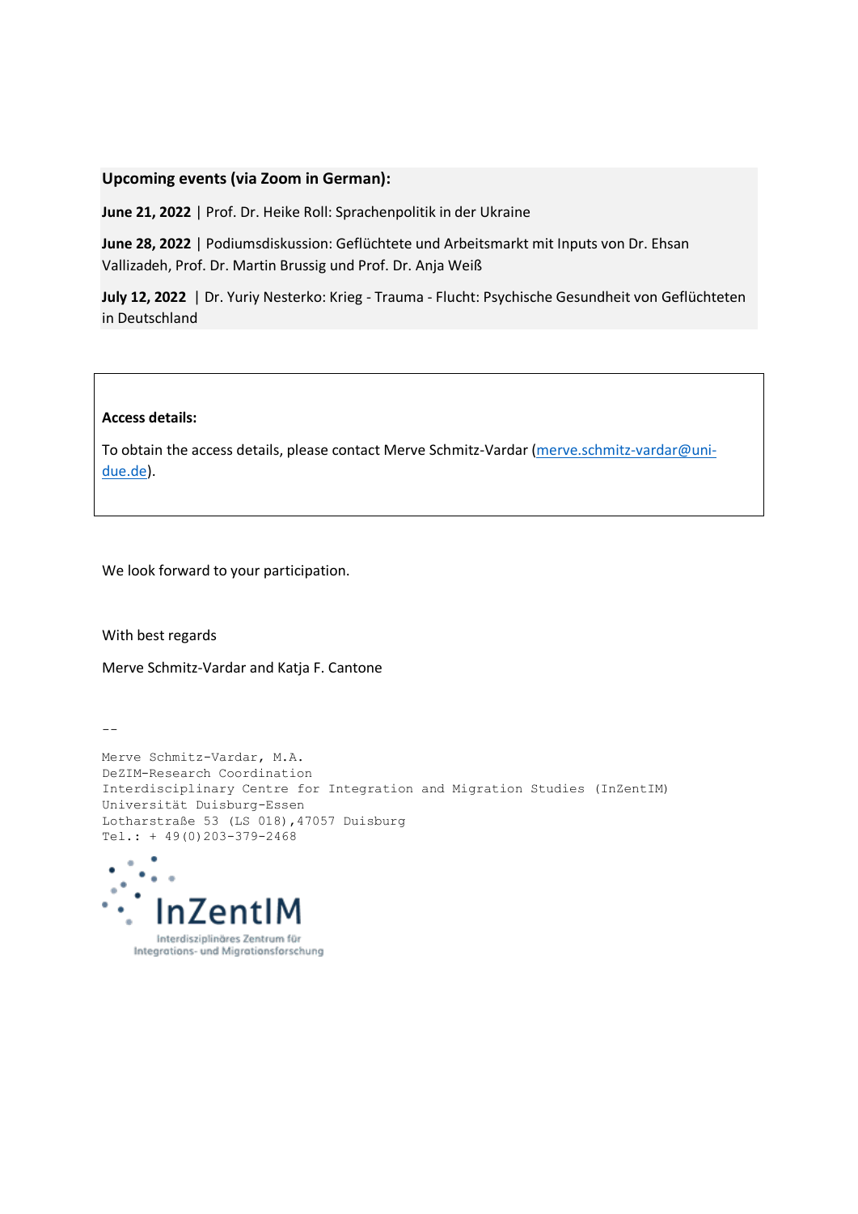**Upcoming events (via Zoom in German):**

**June 21, 2022** | Prof. Dr. Heike Roll: Sprachenpolitik in der Ukraine

**June 28, 2022** | Podiumsdiskussion: Geflüchtete und Arbeitsmarkt mit Inputs von Dr. Ehsan Vallizadeh, Prof. Dr. Martin Brussig und Prof. Dr. Anja Weiß

**July 12, 2022** | Dr. Yuriy Nesterko: Krieg - Trauma - Flucht: Psychische Gesundheit von Geflüchteten in Deutschland

**Access details:**

To obtain the access details, please contact Merve Schmitz-Vardar (merve.schmitz-vardar@uni-due.de).

We look forward to your participation.

With best regards

Merve Schmitz-Vardar and Katja F. Cantone

--

Merve Schmitz-Vardar, M.A.
DeZIM-Research Coordination
Interdisciplinary Centre for Integration and Migration Studies (InZentIM)
Universität Duisburg-Essen
Lotharstraße 53 (LS 018),47057 Duisburg
Tel.: + 49(0)203-379-2468

InZentIM
Interdisziplinäres Zentrum für Integrations- und Migrationsforschung